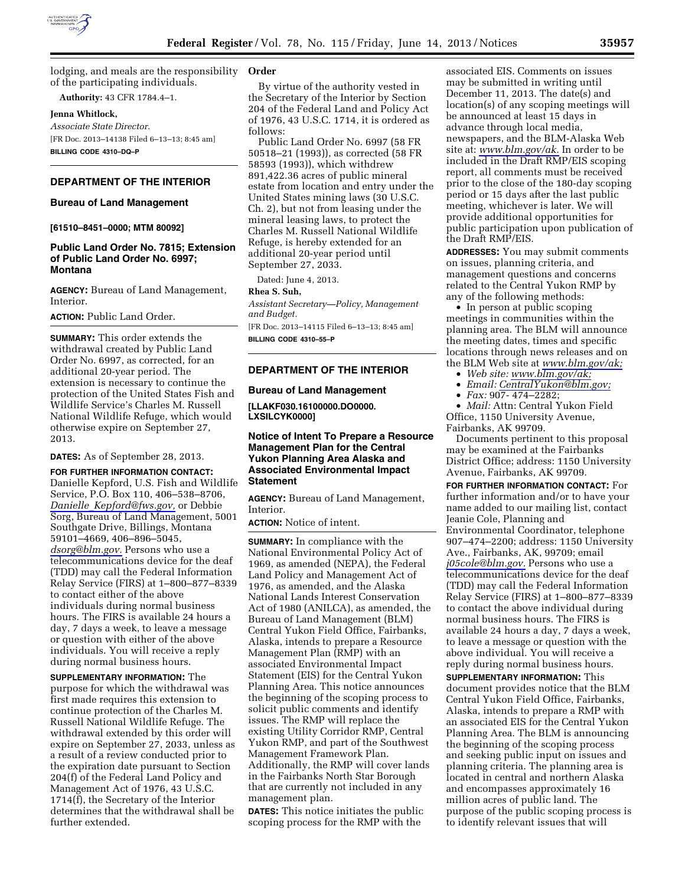lodging, and meals are the responsibility of the participating individuals.

**Authority:** 43 CFR 1784.4–1.

**Jenna Whitlock,**

*Associate State Director.*

[FR Doc. 2013–14138 Filed 6–13–13; 8:45 am]

**BILLING CODE 4310–DQ–P**

## DEPARTMENT OF THE INTERIOR

### Bureau of Land Management

**[61510–8451–0000; MTM 80092]**

### Public Land Order No. 7815; Extension of Public Land Order No. 6997; Montana

**AGENCY:** Bureau of Land Management, Interior.

**ACTION:** Public Land Order.

**SUMMARY:** This order extends the withdrawal created by Public Land Order No. 6997, as corrected, for an additional 20-year period. The extension is necessary to continue the protection of the United States Fish and Wildlife Service's Charles M. Russell National Wildlife Refuge, which would otherwise expire on September 27, 2013.

**DATES:** As of September 28, 2013.

**FOR FURTHER INFORMATION CONTACT:** Danielle Kepford, U.S. Fish and Wildlife Service, P.O. Box 110, 406–538–8706, *Danielle_Kepford@fws.gov,* or Debbie Sorg, Bureau of Land Management, 5001 Southgate Drive, Billings, Montana 59101–4669, 406–896–5045, *dsorg@blm.gov.* Persons who use a telecommunications device for the deaf (TDD) may call the Federal Information Relay Service (FIRS) at 1–800–877–8339 to contact either of the above individuals during normal business hours. The FIRS is available 24 hours a day, 7 days a week, to leave a message or question with either of the above individuals. You will receive a reply during normal business hours.

**SUPPLEMENTARY INFORMATION:** The purpose for which the withdrawal was first made requires this extension to continue protection of the Charles M. Russell National Wildlife Refuge. The withdrawal extended by this order will expire on September 27, 2033, unless as a result of a review conducted prior to the expiration date pursuant to Section 204(f) of the Federal Land Policy and Management Act of 1976, 43 U.S.C. 1714(f), the Secretary of the Interior determines that the withdrawal shall be further extended.

**Order**

By virtue of the authority vested in the Secretary of the Interior by Section 204 of the Federal Land and Policy Act of 1976, 43 U.S.C. 1714, it is ordered as follows:

Public Land Order No. 6997 (58 FR 50518–21 (1993)), as corrected (58 FR 58593 (1993)), which withdrew 891,422.36 acres of public mineral estate from location and entry under the United States mining laws (30 U.S.C. Ch. 2), but not from leasing under the mineral leasing laws, to protect the Charles M. Russell National Wildlife Refuge, is hereby extended for an additional 20-year period until September 27, 2033.

Dated: June 4, 2013.

**Rhea S. Suh,**

*Assistant Secretary—Policy, Management and Budget.*

[FR Doc. 2013–14115 Filed 6–13–13; 8:45 am]

**BILLING CODE 4310–55–P**

## DEPARTMENT OF THE INTERIOR

### Bureau of Land Management

**[LLAKF030.16100000.DO0000. LXSILCYK0000]**

### Notice of Intent To Prepare a Resource Management Plan for the Central Yukon Planning Area Alaska and Associated Environmental Impact Statement

**AGENCY:** Bureau of Land Management, Interior.

**ACTION:** Notice of intent.

**SUMMARY:** In compliance with the National Environmental Policy Act of 1969, as amended (NEPA), the Federal Land Policy and Management Act of 1976, as amended, and the Alaska National Lands Interest Conservation Act of 1980 (ANILCA), as amended, the Bureau of Land Management (BLM) Central Yukon Field Office, Fairbanks, Alaska, intends to prepare a Resource Management Plan (RMP) with an associated Environmental Impact Statement (EIS) for the Central Yukon Planning Area. This notice announces the beginning of the scoping process to solicit public comments and identify issues. The RMP will replace the existing Utility Corridor RMP, Central Yukon RMP, and part of the Southwest Management Framework Plan. Additionally, the RMP will cover lands in the Fairbanks North Star Borough that are currently not included in any management plan.

**DATES:** This notice initiates the public scoping process for the RMP with the associated EIS. Comments on issues may be submitted in writing until December 11, 2013. The date(s) and location(s) of any scoping meetings will be announced at least 15 days in advance through local media, newspapers, and the BLM-Alaska Web site at: *www.blm.gov/ak.* In order to be included in the Draft RMP/EIS scoping report, all comments must be received prior to the close of the 180-day scoping period or 15 days after the last public meeting, whichever is later. We will provide additional opportunities for public participation upon publication of the Draft RMP/EIS.

**ADDRESSES:** You may submit comments on issues, planning criteria, and management questions and concerns related to the Central Yukon RMP by any of the following methods:

- In person at public scoping meetings in communities within the planning area. The BLM will announce the meeting dates, times and specific locations through news releases and on the BLM Web site at *www.blm.gov/ak;*
- *Web site: www.blm.gov/ak;*
- *Email: CentralYukon@blm.gov;*
- *Fax:* 907- 474–2282;
- *Mail:* Attn: Central Yukon Field Office, 1150 University Avenue, Fairbanks, AK 99709.

Documents pertinent to this proposal may be examined at the Fairbanks District Office; address: 1150 University Avenue, Fairbanks, AK 99709.

**FOR FURTHER INFORMATION CONTACT:** For further information and/or to have your name added to our mailing list, contact Jeanie Cole, Planning and Environmental Coordinator, telephone 907–474–2200; address: 1150 University Ave., Fairbanks, AK, 99709; email *j05cole@blm.gov.* Persons who use a telecommunications device for the deaf (TDD) may call the Federal Information Relay Service (FIRS) at 1–800–877–8339 to contact the above individual during normal business hours. The FIRS is available 24 hours a day, 7 days a week, to leave a message or question with the above individual. You will receive a reply during normal business hours.

**SUPPLEMENTARY INFORMATION:** This document provides notice that the BLM Central Yukon Field Office, Fairbanks, Alaska, intends to prepare a RMP with an associated EIS for the Central Yukon Planning Area. The BLM is announcing the beginning of the scoping process and seeking public input on issues and planning criteria. The planning area is located in central and northern Alaska and encompasses approximately 16 million acres of public land. The purpose of the public scoping process is to identify relevant issues that will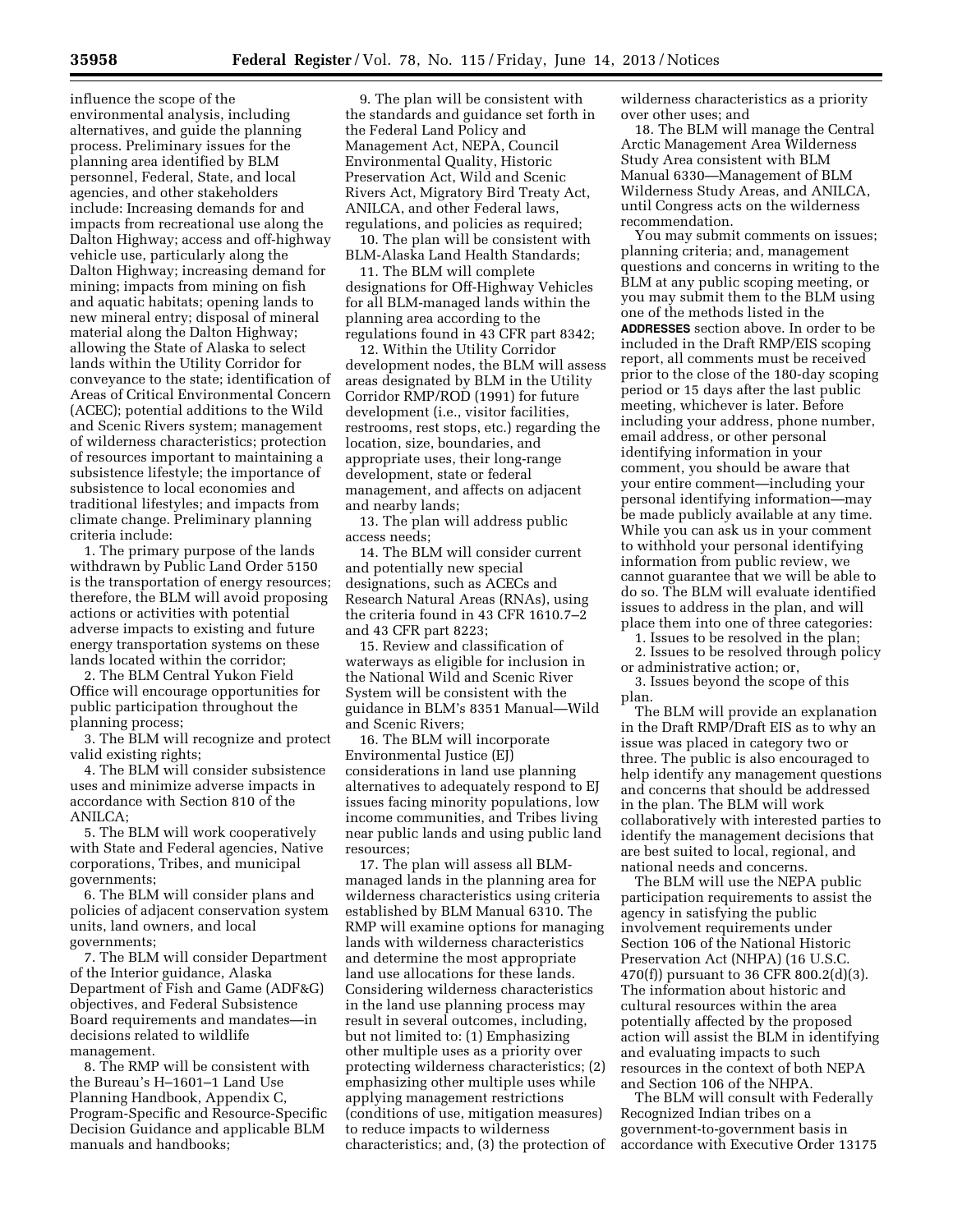influence the scope of the environmental analysis, including alternatives, and guide the planning process. Preliminary issues for the planning area identified by BLM personnel, Federal, State, and local agencies, and other stakeholders include: Increasing demands for and impacts from recreational use along the Dalton Highway; access and off-highway vehicle use, particularly along the Dalton Highway; increasing demand for mining; impacts from mining on fish and aquatic habitats; opening lands to new mineral entry; disposal of mineral material along the Dalton Highway; allowing the State of Alaska to select lands within the Utility Corridor for conveyance to the state; identification of Areas of Critical Environmental Concern (ACEC); potential additions to the Wild and Scenic Rivers system; management of wilderness characteristics; protection of resources important to maintaining a subsistence lifestyle; the importance of subsistence to local economies and traditional lifestyles; and impacts from climate change. Preliminary planning criteria include:

1. The primary purpose of the lands withdrawn by Public Land Order 5150 is the transportation of energy resources; therefore, the BLM will avoid proposing actions or activities with potential adverse impacts to existing and future energy transportation systems on these lands located within the corridor;

2. The BLM Central Yukon Field Office will encourage opportunities for public participation throughout the planning process;

3. The BLM will recognize and protect valid existing rights;

4. The BLM will consider subsistence uses and minimize adverse impacts in accordance with Section 810 of the ANILCA;

5. The BLM will work cooperatively with State and Federal agencies, Native corporations, Tribes, and municipal governments;

6. The BLM will consider plans and policies of adjacent conservation system units, land owners, and local governments;

7. The BLM will consider Department of the Interior guidance, Alaska Department of Fish and Game (ADF&G) objectives, and Federal Subsistence Board requirements and mandates—in decisions related to wildlife management.

8. The RMP will be consistent with the Bureau's H–1601–1 Land Use Planning Handbook, Appendix C, Program-Specific and Resource-Specific Decision Guidance and applicable BLM manuals and handbooks;

9. The plan will be consistent with the standards and guidance set forth in the Federal Land Policy and Management Act, NEPA, Council Environmental Quality, Historic Preservation Act, Wild and Scenic Rivers Act, Migratory Bird Treaty Act, ANILCA, and other Federal laws, regulations, and policies as required;

10. The plan will be consistent with BLM-Alaska Land Health Standards;

11. The BLM will complete designations for Off-Highway Vehicles for all BLM-managed lands within the planning area according to the regulations found in 43 CFR part 8342;

12. Within the Utility Corridor development nodes, the BLM will assess areas designated by BLM in the Utility Corridor RMP/ROD (1991) for future development (i.e., visitor facilities, restrooms, rest stops, etc.) regarding the location, size, boundaries, and appropriate uses, their long-range development, state or federal management, and affects on adjacent and nearby lands;

13. The plan will address public access needs;

14. The BLM will consider current and potentially new special designations, such as ACECs and Research Natural Areas (RNAs), using the criteria found in 43 CFR 1610.7–2 and 43 CFR part 8223;

15. Review and classification of waterways as eligible for inclusion in the National Wild and Scenic River System will be consistent with the guidance in BLM's 8351 Manual—Wild and Scenic Rivers;

16. The BLM will incorporate Environmental Justice (EJ) considerations in land use planning alternatives to adequately respond to EJ issues facing minority populations, low income communities, and Tribes living near public lands and using public land resources;

17. The plan will assess all BLM-managed lands in the planning area for wilderness characteristics using criteria established by BLM Manual 6310. The RMP will examine options for managing lands with wilderness characteristics and determine the most appropriate land use allocations for these lands. Considering wilderness characteristics in the land use planning process may result in several outcomes, including, but not limited to: (1) Emphasizing other multiple uses as a priority over protecting wilderness characteristics; (2) emphasizing other multiple uses while applying management restrictions (conditions of use, mitigation measures) to reduce impacts to wilderness characteristics; and, (3) the protection of wilderness characteristics as a priority over other uses; and

18. The BLM will manage the Central Arctic Management Area Wilderness Study Area consistent with BLM Manual 6330—Management of BLM Wilderness Study Areas, and ANILCA, until Congress acts on the wilderness recommendation.

You may submit comments on issues; planning criteria; and, management questions and concerns in writing to the BLM at any public scoping meeting, or you may submit them to the BLM using one of the methods listed in the **ADDRESSES** section above. In order to be included in the Draft RMP/EIS scoping report, all comments must be received prior to the close of the 180-day scoping period or 15 days after the last public meeting, whichever is later. Before including your address, phone number, email address, or other personal identifying information in your comment, you should be aware that your entire comment—including your personal identifying information—may be made publicly available at any time. While you can ask us in your comment to withhold your personal identifying information from public review, we cannot guarantee that we will be able to do so. The BLM will evaluate identified issues to address in the plan, and will place them into one of three categories:

1. Issues to be resolved in the plan;
2. Issues to be resolved through policy or administrative action; or,
3. Issues beyond the scope of this plan.

The BLM will provide an explanation in the Draft RMP/Draft EIS as to why an issue was placed in category two or three. The public is also encouraged to help identify any management questions and concerns that should be addressed in the plan. The BLM will work collaboratively with interested parties to identify the management decisions that are best suited to local, regional, and national needs and concerns.

The BLM will use the NEPA public participation requirements to assist the agency in satisfying the public involvement requirements under Section 106 of the National Historic Preservation Act (NHPA) (16 U.S.C. 470(f)) pursuant to 36 CFR 800.2(d)(3). The information about historic and cultural resources within the area potentially affected by the proposed action will assist the BLM in identifying and evaluating impacts to such resources in the context of both NEPA and Section 106 of the NHPA.

The BLM will consult with Federally Recognized Indian tribes on a government-to-government basis in accordance with Executive Order 13175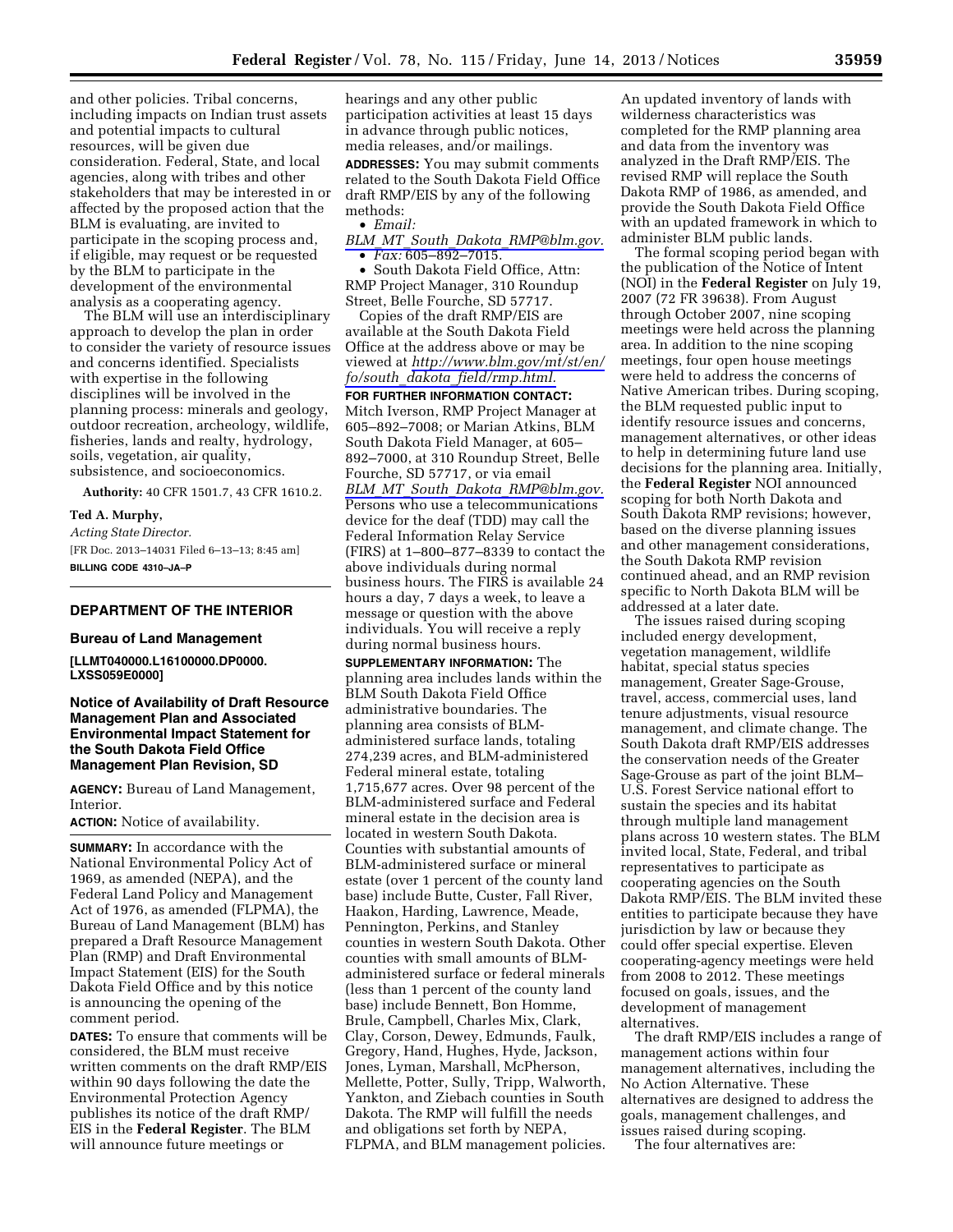and other policies. Tribal concerns, including impacts on Indian trust assets and potential impacts to cultural resources, will be given due consideration. Federal, State, and local agencies, along with tribes and other stakeholders that may be interested in or affected by the proposed action that the BLM is evaluating, are invited to participate in the scoping process and, if eligible, may request or be requested by the BLM to participate in the development of the environmental analysis as a cooperating agency.

The BLM will use an interdisciplinary approach to develop the plan in order to consider the variety of resource issues and concerns identified. Specialists with expertise in the following disciplines will be involved in the planning process: minerals and geology, outdoor recreation, archeology, wildlife, fisheries, lands and realty, hydrology, soils, vegetation, air quality, subsistence, and socioeconomics.

**Authority:** 40 CFR 1501.7, 43 CFR 1610.2.

**Ted A. Murphy,**

*Acting State Director.*

[FR Doc. 2013–14031 Filed 6–13–13; 8:45 am]

**BILLING CODE 4310–JA–P**

## DEPARTMENT OF THE INTERIOR

### Bureau of Land Management

**[LLMT040000.L16100000.DP0000. LXSS059E0000]**

### Notice of Availability of Draft Resource Management Plan and Associated Environmental Impact Statement for the South Dakota Field Office Management Plan Revision, SD

**AGENCY:** Bureau of Land Management, Interior.

**ACTION:** Notice of availability.

**SUMMARY:** In accordance with the National Environmental Policy Act of 1969, as amended (NEPA), and the Federal Land Policy and Management Act of 1976, as amended (FLPMA), the Bureau of Land Management (BLM) has prepared a Draft Resource Management Plan (RMP) and Draft Environmental Impact Statement (EIS) for the South Dakota Field Office and by this notice is announcing the opening of the comment period.

**DATES:** To ensure that comments will be considered, the BLM must receive written comments on the draft RMP/EIS within 90 days following the date the Environmental Protection Agency publishes its notice of the draft RMP/EIS in the **Federal Register**. The BLM will announce future meetings or hearings and any other public participation activities at least 15 days in advance through public notices, media releases, and/or mailings.

**ADDRESSES:** You may submit comments related to the South Dakota Field Office draft RMP/EIS by any of the following methods:

- *Email:* BLM_MT_South_Dakota_RMP@blm.gov.
- *Fax:* 605–892–7015.
- South Dakota Field Office, Attn: RMP Project Manager, 310 Roundup Street, Belle Fourche, SD 57717.

Copies of the draft RMP/EIS are available at the South Dakota Field Office at the address above or may be viewed at *http://www.blm.gov/mt/st/en/fo/south_dakota_field/rmp.html.*

**FOR FURTHER INFORMATION CONTACT:** Mitch Iverson, RMP Project Manager at 605–892–7008; or Marian Atkins, BLM South Dakota Field Manager, at 605–892–7000, at 310 Roundup Street, Belle Fourche, SD 57717, or via email *BLM_MT_South_Dakota_RMP@blm.gov.* Persons who use a telecommunications device for the deaf (TDD) may call the Federal Information Relay Service (FIRS) at 1–800–877–8339 to contact the above individuals during normal business hours. The FIRS is available 24 hours a day, 7 days a week, to leave a message or question with the above individuals. You will receive a reply during normal business hours.

**SUPPLEMENTARY INFORMATION:** The planning area includes lands within the BLM South Dakota Field Office administrative boundaries. The planning area consists of BLM-administered surface lands, totaling 274,239 acres, and BLM-administered Federal mineral estate, totaling 1,715,677 acres. Over 98 percent of the BLM-administered surface and Federal mineral estate in the decision area is located in western South Dakota. Counties with substantial amounts of BLM-administered surface or mineral estate (over 1 percent of the county land base) include Butte, Custer, Fall River, Haakon, Harding, Lawrence, Meade, Pennington, Perkins, and Stanley counties in western South Dakota. Other counties with small amounts of BLM-administered surface or federal minerals (less than 1 percent of the county land base) include Bennett, Bon Homme, Brule, Campbell, Charles Mix, Clark, Clay, Corson, Dewey, Edmunds, Faulk, Gregory, Hand, Hughes, Hyde, Jackson, Jones, Lyman, Marshall, McPherson, Mellette, Potter, Sully, Tripp, Walworth, Yankton, and Ziebach counties in South Dakota. The RMP will fulfill the needs and obligations set forth by NEPA, FLPMA, and BLM management policies. An updated inventory of lands with wilderness characteristics was completed for the RMP planning area and data from the inventory was analyzed in the Draft RMP/EIS. The revised RMP will replace the South Dakota RMP of 1986, as amended, and provide the South Dakota Field Office with an updated framework in which to administer BLM public lands.

The formal scoping period began with the publication of the Notice of Intent (NOI) in the **Federal Register** on July 19, 2007 (72 FR 39638). From August through October 2007, nine scoping meetings were held across the planning area. In addition to the nine scoping meetings, four open house meetings were held to address the concerns of Native American tribes. During scoping, the BLM requested public input to identify resource issues and concerns, management alternatives, or other ideas to help in determining future land use decisions for the planning area. Initially, the **Federal Register** NOI announced scoping for both North Dakota and South Dakota RMP revisions; however, based on the diverse planning issues and other management considerations, the South Dakota RMP revision continued ahead, and an RMP revision specific to North Dakota BLM will be addressed at a later date.

The issues raised during scoping included energy development, vegetation management, wildlife habitat, special status species management, Greater Sage-Grouse, travel, access, commercial uses, land tenure adjustments, visual resource management, and climate change. The South Dakota draft RMP/EIS addresses the conservation needs of the Greater Sage-Grouse as part of the joint BLM–U.S. Forest Service national effort to sustain the species and its habitat through multiple land management plans across 10 western states. The BLM invited local, State, Federal, and tribal representatives to participate as cooperating agencies on the South Dakota RMP/EIS. The BLM invited these entities to participate because they have jurisdiction by law or because they could offer special expertise. Eleven cooperating-agency meetings were held from 2008 to 2012. These meetings focused on goals, issues, and the development of management alternatives.

The draft RMP/EIS includes a range of management actions within four management alternatives, including the No Action Alternative. These alternatives are designed to address the goals, management challenges, and issues raised during scoping.

The four alternatives are: